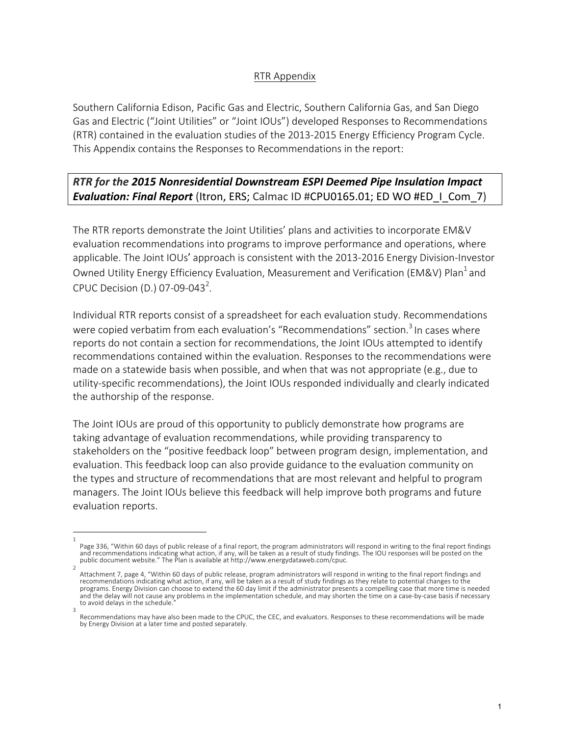# RTR Appendix

Southern California Edison, Pacific Gas and Electric, Southern California Gas, and San Diego Gas and Electric ("Joint Utilities" or "Joint IOUs") developed Responses to Recommendations (RTR) contained in the evaluation studies of the 2013-2015 Energy Efficiency Program Cycle. This Appendix contains the Responses to Recommendations in the report:

***RTR for the 2015 Nonresidential Downstream ESPI Deemed Pipe Insulation Impact Evaluation: Final Report*** (Itron, ERS; Calmac ID #CPU0165.01; ED WO #ED_I_Com_7)

The RTR reports demonstrate the Joint Utilities' plans and activities to incorporate EM&V evaluation recommendations into programs to improve performance and operations, where applicable. The Joint IOUs' approach is consistent with the 2013-2016 Energy Division-Investor Owned Utility Energy Efficiency Evaluation, Measurement and Verification (EM&V) Plan[1] and CPUC Decision (D.) 07-09-043[2].

Individual RTR reports consist of a spreadsheet for each evaluation study. Recommendations were copied verbatim from each evaluation's "Recommendations" section.[3] In cases where reports do not contain a section for recommendations, the Joint IOUs attempted to identify recommendations contained within the evaluation. Responses to the recommendations were made on a statewide basis when possible, and when that was not appropriate (e.g., due to utility-specific recommendations), the Joint IOUs responded individually and clearly indicated the authorship of the response.

The Joint IOUs are proud of this opportunity to publicly demonstrate how programs are taking advantage of evaluation recommendations, while providing transparency to stakeholders on the "positive feedback loop" between program design, implementation, and evaluation. This feedback loop can also provide guidance to the evaluation community on the types and structure of recommendations that are most relevant and helpful to program managers. The Joint IOUs believe this feedback will help improve both programs and future evaluation reports.

---

[1] Page 336, "Within 60 days of public release of a final report, the program administrators will respond in writing to the final report findings and recommendations indicating what action, if any, will be taken as a result of study findings. The IOU responses will be posted on the public document website." The Plan is available at http://www.energydataweb.com/cpuc.

[2] Attachment 7, page 4, "Within 60 days of public release, program administrators will respond in writing to the final report findings and recommendations indicating what action, if any, will be taken as a result of study findings as they relate to potential changes to the programs. Energy Division can choose to extend the 60 day limit if the administrator presents a compelling case that more time is needed and the delay will not cause any problems in the implementation schedule, and may shorten the time on a case-by-case basis if necessary to avoid delays in the schedule."

[3] Recommendations may have also been made to the CPUC, the CEC, and evaluators. Responses to these recommendations will be made by Energy Division at a later time and posted separately.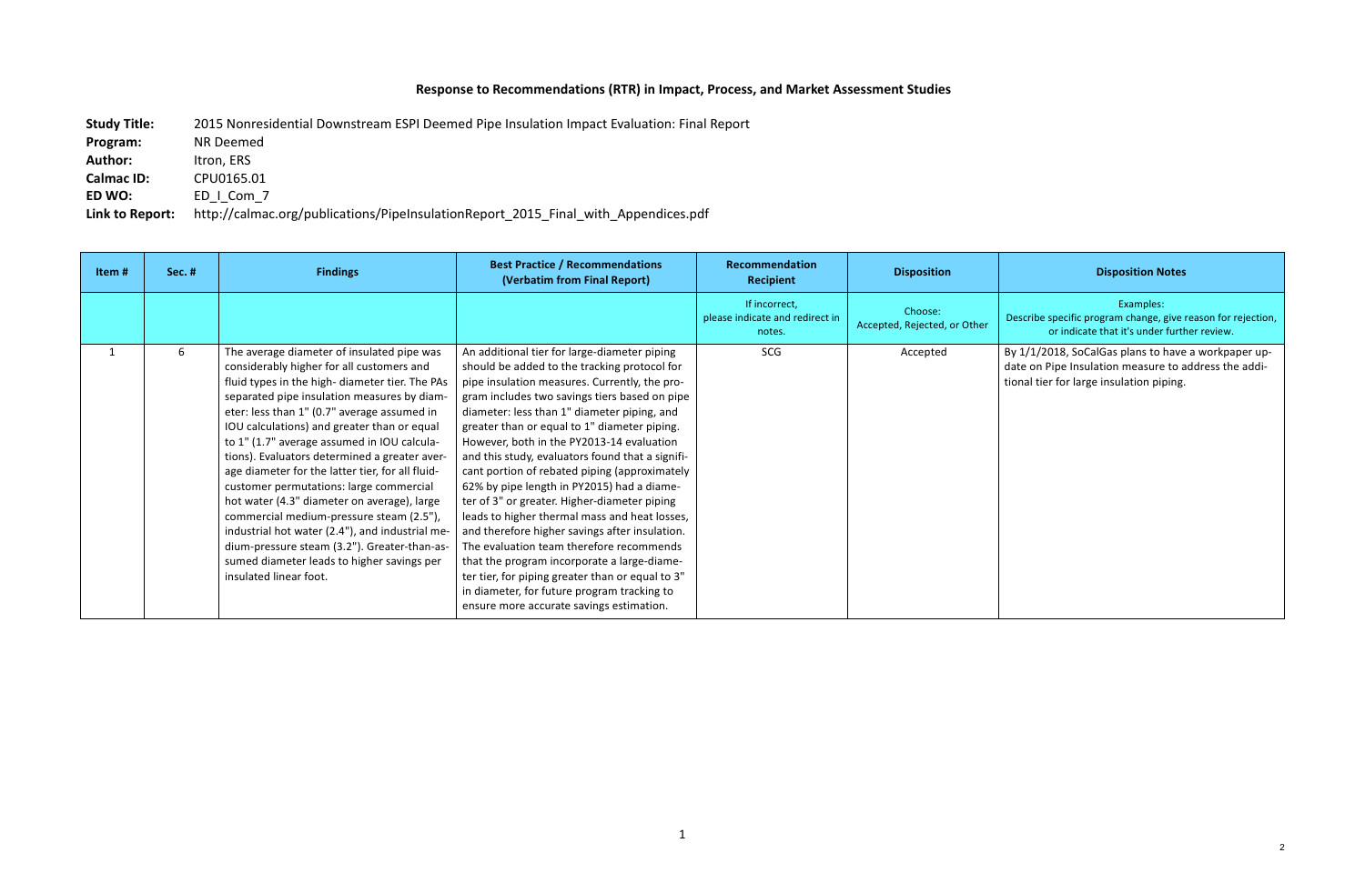## Response to Recommendations (RTR) in Impact, Process, and Market Assessment Studies

**Study Title:** 2015 Nonresidential Downstream ESPI Deemed Pipe Insulation Impact Evaluation: Final Report
**Program:** NR Deemed
**Author:** Itron, ERS
**Calmac ID:** CPU0165.01
**ED WO:** ED_I_Com_7
**Link to Report:** http://calmac.org/publications/PipeInsulationReport_2015_Final_with_Appendices.pdf

| Item # | Sec. # | Findings | Best Practice / Recommendations (Verbatim from Final Report) | Recommendation Recipient | Disposition | Disposition Notes |
|---|---|---|---|---|---|---|
| | | | | If incorrect, please indicate and redirect in notes. | Choose: Accepted, Rejected, or Other | Examples: Describe specific program change, give reason for rejection, or indicate that it's under further review. |
| 1 | 6 | The average diameter of insulated pipe was considerably higher for all customers and fluid types in the high- diameter tier. The PAs separated pipe insulation measures by diameter: less than 1" (0.7" average assumed in IOU calculations) and greater than or equal to 1" (1.7" average assumed in IOU calculations). Evaluators determined a greater average diameter for the latter tier, for all fluid-customer permutations: large commercial hot water (4.3" diameter on average), large commercial medium-pressure steam (2.5"), industrial hot water (2.4"), and industrial medium-pressure steam (3.2"). Greater-than-assumed diameter leads to higher savings per insulated linear foot. | An additional tier for large-diameter piping should be added to the tracking protocol for pipe insulation measures. Currently, the program includes two savings tiers based on pipe diameter: less than 1" diameter piping, and greater than or equal to 1" diameter piping. However, both in the PY2013-14 evaluation and this study, evaluators found that a significant portion of rebated piping (approximately 62% by pipe length in PY2015) had a diameter of 3" or greater. Higher-diameter piping leads to higher thermal mass and heat losses, and therefore higher savings after insulation. The evaluation team therefore recommends that the program incorporate a large-diameter tier, for piping greater than or equal to 3" in diameter, for future program tracking to ensure more accurate savings estimation. | SCG | Accepted | By 1/1/2018, SoCalGas plans to have a workpaper update on Pipe Insulation measure to address the additional tier for large insulation piping. |